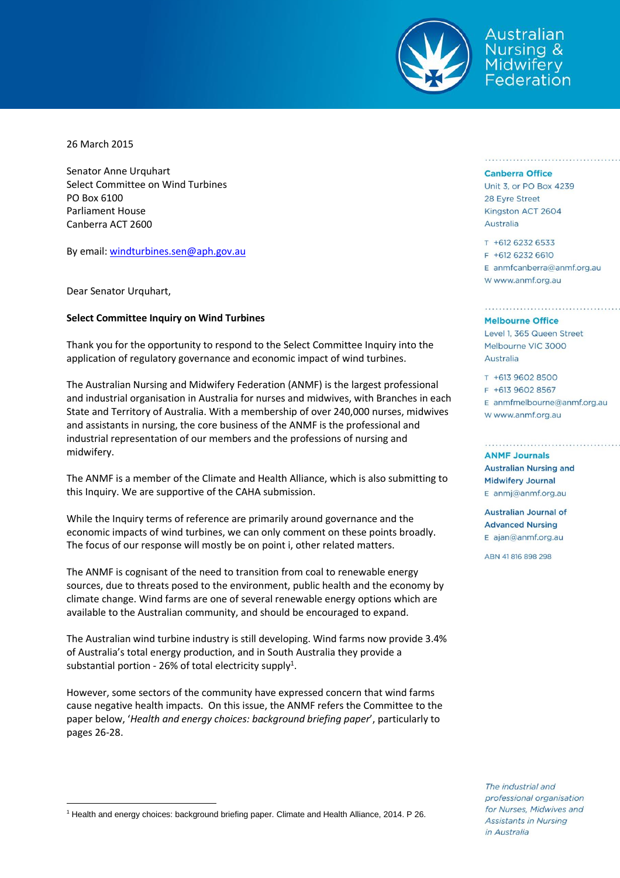Australian Nursing & Midwifery Federation

26 March 2015

Senator Anne Urquhart
Select Committee on Wind Turbines
PO Box 6100
Parliament House
Canberra ACT 2600

By email: windturbines.sen@aph.gov.au

Dear Senator Urquhart,

**Select Committee Inquiry on Wind Turbines**

Thank you for the opportunity to respond to the Select Committee Inquiry into the application of regulatory governance and economic impact of wind turbines.

The Australian Nursing and Midwifery Federation (ANMF) is the largest professional and industrial organisation in Australia for nurses and midwives, with Branches in each State and Territory of Australia. With a membership of over 240,000 nurses, midwives and assistants in nursing, the core business of the ANMF is the professional and industrial representation of our members and the professions of nursing and midwifery.

The ANMF is a member of the Climate and Health Alliance, which is also submitting to this Inquiry. We are supportive of the CAHA submission.

While the Inquiry terms of reference are primarily around governance and the economic impacts of wind turbines, we can only comment on these points broadly. The focus of our response will mostly be on point i, other related matters.

The ANMF is cognisant of the need to transition from coal to renewable energy sources, due to threats posed to the environment, public health and the economy by climate change. Wind farms are one of several renewable energy options which are available to the Australian community, and should be encouraged to expand.

The Australian wind turbine industry is still developing. Wind farms now provide 3.4% of Australia's total energy production, and in South Australia they provide a substantial portion - 26% of total electricity supply[1].

However, some sectors of the community have expressed concern that wind farms cause negative health impacts. On this issue, the ANMF refers the Committee to the paper below, '*Health and energy choices: background briefing paper*', particularly to pages 26-28.

[1] Health and energy choices: background briefing paper. Climate and Health Alliance, 2014. P 26.

**Canberra Office**
Unit 3, or PO Box 4239
28 Eyre Street
Kingston ACT 2604
Australia

T +612 6232 6533
F +612 6232 6610
E anmfcanberra@anmf.org.au
W www.anmf.org.au

**Melbourne Office**
Level 1, 365 Queen Street
Melbourne VIC 3000
Australia

T +613 9602 8500
F +613 9602 8567
E anmfmelbourne@anmf.org.au
W www.anmf.org.au

**ANMF Journals**
**Australian Nursing and Midwifery Journal**
E anmj@anmf.org.au

**Australian Journal of Advanced Nursing**
E ajan@anmf.org.au

ABN 41 816 898 298

*The industrial and professional organisation for Nurses, Midwives and Assistants in Nursing in Australia*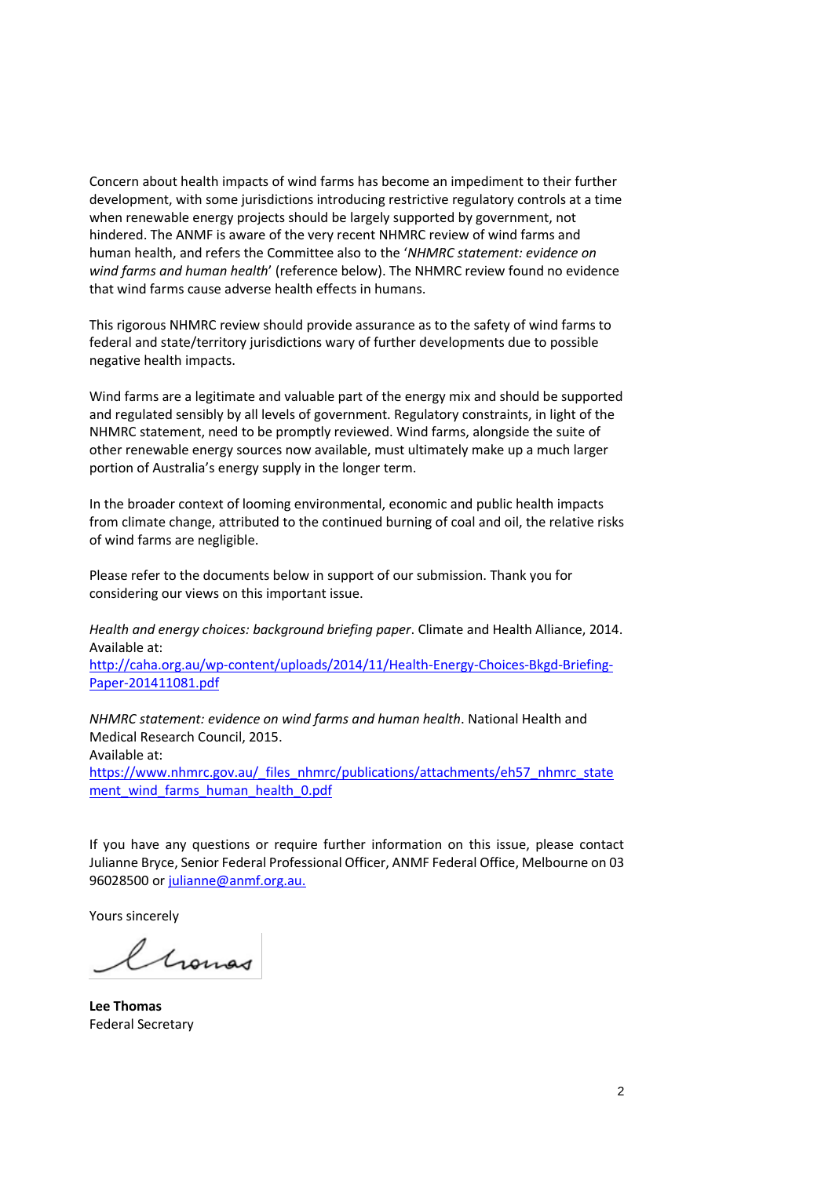Concern about health impacts of wind farms has become an impediment to their further development, with some jurisdictions introducing restrictive regulatory controls at a time when renewable energy projects should be largely supported by government, not hindered. The ANMF is aware of the very recent NHMRC review of wind farms and human health, and refers the Committee also to the '*NHMRC statement: evidence on wind farms and human health*' (reference below). The NHMRC review found no evidence that wind farms cause adverse health effects in humans.

This rigorous NHMRC review should provide assurance as to the safety of wind farms to federal and state/territory jurisdictions wary of further developments due to possible negative health impacts.

Wind farms are a legitimate and valuable part of the energy mix and should be supported and regulated sensibly by all levels of government. Regulatory constraints, in light of the NHMRC statement, need to be promptly reviewed. Wind farms, alongside the suite of other renewable energy sources now available, must ultimately make up a much larger portion of Australia's energy supply in the longer term.

In the broader context of looming environmental, economic and public health impacts from climate change, attributed to the continued burning of coal and oil, the relative risks of wind farms are negligible.

Please refer to the documents below in support of our submission. Thank you for considering our views on this important issue.

*Health and energy choices: background briefing paper*. Climate and Health Alliance, 2014. Available at:
http://caha.org.au/wp-content/uploads/2014/11/Health-Energy-Choices-Bkgd-Briefing-Paper-201411081.pdf

*NHMRC statement: evidence on wind farms and human health*. National Health and Medical Research Council, 2015.
Available at:
https://www.nhmrc.gov.au/_files_nhmrc/publications/attachments/eh57_nhmrc_statement_wind_farms_human_health_0.pdf

If you have any questions or require further information on this issue, please contact Julianne Bryce, Senior Federal Professional Officer, ANMF Federal Office, Melbourne on 03 96028500 or julianne@anmf.org.au.

Yours sincerely

**Lee Thomas**
Federal Secretary